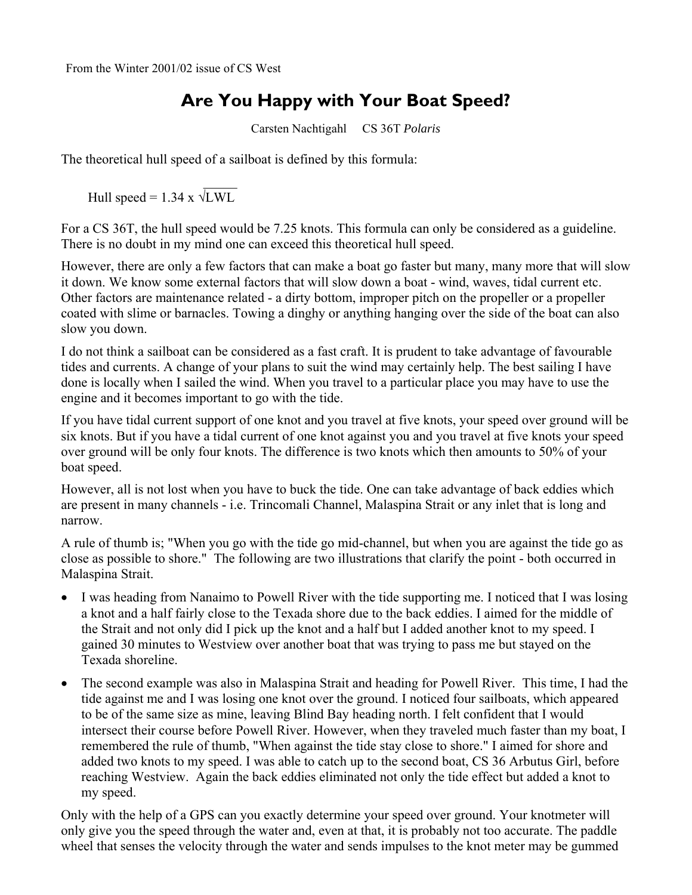From the Winter 2001/02 issue of CS West

# Are You Happy with Your Boat Speed?

Carsten Nachtigahl     CS 36T *Polaris*

The theoretical hull speed of a sailboat is defined by this formula:

$$\text{Hull speed} = 1.34 \times \sqrt{LWL}$$

For a CS 36T, the hull speed would be 7.25 knots. This formula can only be considered as a guideline. There is no doubt in my mind one can exceed this theoretical hull speed.

However, there are only a few factors that can make a boat go faster but many, many more that will slow it down. We know some external factors that will slow down a boat - wind, waves, tidal current etc. Other factors are maintenance related - a dirty bottom, improper pitch on the propeller or a propeller coated with slime or barnacles. Towing a dinghy or anything hanging over the side of the boat can also slow you down.

I do not think a sailboat can be considered as a fast craft. It is prudent to take advantage of favourable tides and currents. A change of your plans to suit the wind may certainly help. The best sailing I have done is locally when I sailed the wind. When you travel to a particular place you may have to use the engine and it becomes important to go with the tide.

If you have tidal current support of one knot and you travel at five knots, your speed over ground will be six knots. But if you have a tidal current of one knot against you and you travel at five knots your speed over ground will be only four knots. The difference is two knots which then amounts to 50% of your boat speed.

However, all is not lost when you have to buck the tide. One can take advantage of back eddies which are present in many channels - i.e. Trincomali Channel, Malaspina Strait or any inlet that is long and narrow.

A rule of thumb is; "When you go with the tide go mid-channel, but when you are against the tide go as close as possible to shore." The following are two illustrations that clarify the point - both occurred in Malaspina Strait.

- I was heading from Nanaimo to Powell River with the tide supporting me. I noticed that I was losing a knot and a half fairly close to the Texada shore due to the back eddies. I aimed for the middle of the Strait and not only did I pick up the knot and a half but I added another knot to my speed. I gained 30 minutes to Westview over another boat that was trying to pass me but stayed on the Texada shoreline.
- The second example was also in Malaspina Strait and heading for Powell River. This time, I had the tide against me and I was losing one knot over the ground. I noticed four sailboats, which appeared to be of the same size as mine, leaving Blind Bay heading north. I felt confident that I would intersect their course before Powell River. However, when they traveled much faster than my boat, I remembered the rule of thumb, "When against the tide stay close to shore." I aimed for shore and added two knots to my speed. I was able to catch up to the second boat, CS 36 Arbutus Girl, before reaching Westview. Again the back eddies eliminated not only the tide effect but added a knot to my speed.

Only with the help of a GPS can you exactly determine your speed over ground. Your knotmeter will only give you the speed through the water and, even at that, it is probably not too accurate. The paddle wheel that senses the velocity through the water and sends impulses to the knot meter may be gummed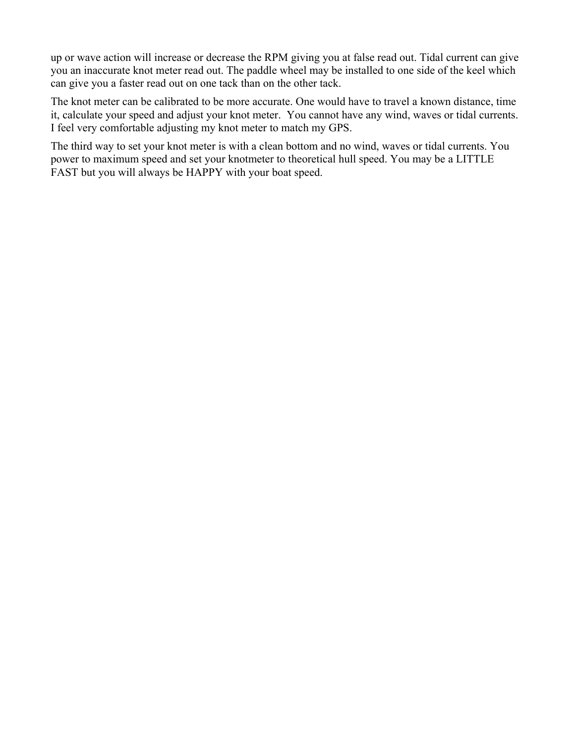up or wave action will increase or decrease the RPM giving you at false read out. Tidal current can give you an inaccurate knot meter read out. The paddle wheel may be installed to one side of the keel which can give you a faster read out on one tack than on the other tack.

The knot meter can be calibrated to be more accurate. One would have to travel a known distance, time it, calculate your speed and adjust your knot meter. You cannot have any wind, waves or tidal currents. I feel very comfortable adjusting my knot meter to match my GPS.

The third way to set your knot meter is with a clean bottom and no wind, waves or tidal currents. You power to maximum speed and set your knotmeter to theoretical hull speed. You may be a LITTLE FAST but you will always be HAPPY with your boat speed.